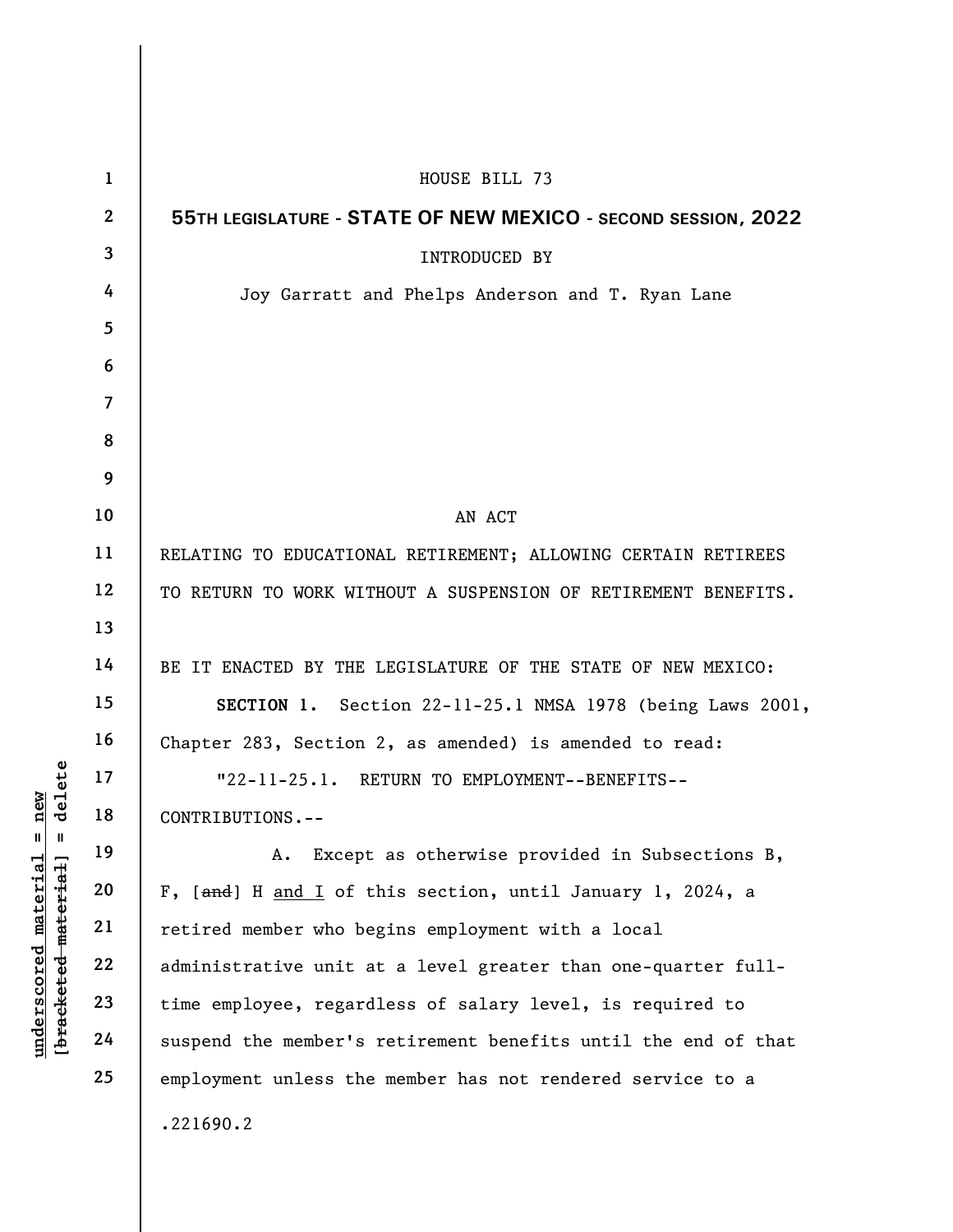HOUSE BILL 73

**55TH LEGISLATURE - STATE OF NEW MEXICO - SECOND SESSION, 2022**

INTRODUCED BY

Joy Garratt and Phelps Anderson and T. Ryan Lane

AN ACT

RELATING TO EDUCATIONAL RETIREMENT; ALLOWING CERTAIN RETIREES TO RETURN TO WORK WITHOUT A SUSPENSION OF RETIREMENT BENEFITS.

BE IT ENACTED BY THE LEGISLATURE OF THE STATE OF NEW MEXICO:

**SECTION 1.** Section 22-11-25.1 NMSA 1978 (being Laws 2001, Chapter 283, Section 2, as amended) is amended to read:

"22-11-25.1. RETURN TO EMPLOYMENT--BENEFITS--CONTRIBUTIONS.--

A. Except as otherwise provided in Subsections B, F, [~~and~~] H and I of this section, until January 1, 2024, a retired member who begins employment with a local administrative unit at a level greater than one-quarter full-time employee, regardless of salary level, is required to suspend the member's retirement benefits until the end of that employment unless the member has not rendered service to a

.221690.2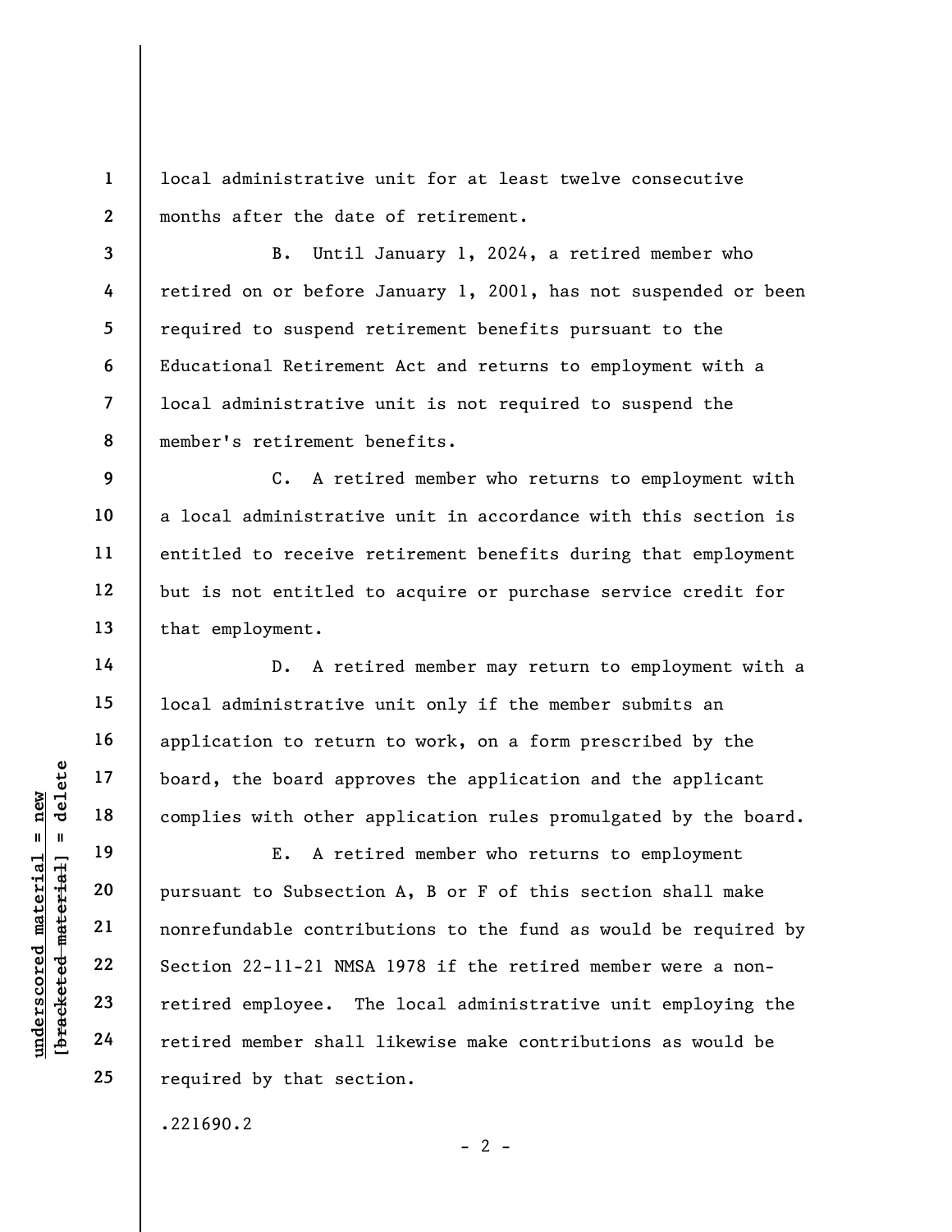local administrative unit for at least twelve consecutive months after the date of retirement.

B. Until January 1, 2024, a retired member who retired on or before January 1, 2001, has not suspended or been required to suspend retirement benefits pursuant to the Educational Retirement Act and returns to employment with a local administrative unit is not required to suspend the member's retirement benefits.

C. A retired member who returns to employment with a local administrative unit in accordance with this section is entitled to receive retirement benefits during that employment but is not entitled to acquire or purchase service credit for that employment.

D. A retired member may return to employment with a local administrative unit only if the member submits an application to return to work, on a form prescribed by the board, the board approves the application and the applicant complies with other application rules promulgated by the board.

E. A retired member who returns to employment pursuant to Subsection A, B or F of this section shall make nonrefundable contributions to the fund as would be required by Section 22-11-21 NMSA 1978 if the retired member were a non-retired employee. The local administrative unit employing the retired member shall likewise make contributions as would be required by that section.

.221690.2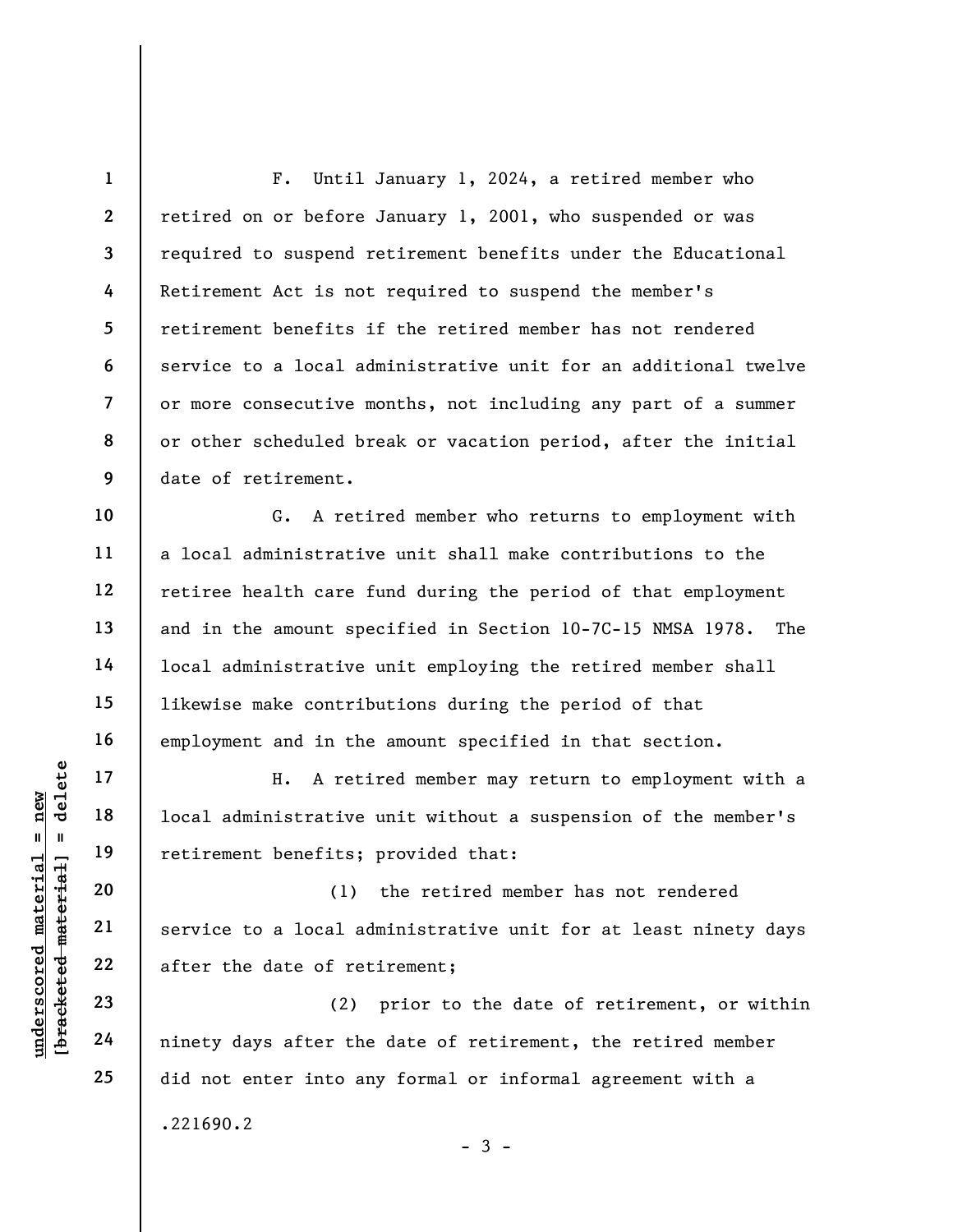F. Until January 1, 2024, a retired member who retired on or before January 1, 2001, who suspended or was required to suspend retirement benefits under the Educational Retirement Act is not required to suspend the member's retirement benefits if the retired member has not rendered service to a local administrative unit for an additional twelve or more consecutive months, not including any part of a summer or other scheduled break or vacation period, after the initial date of retirement.

G. A retired member who returns to employment with a local administrative unit shall make contributions to the retiree health care fund during the period of that employment and in the amount specified in Section 10-7C-15 NMSA 1978. The local administrative unit employing the retired member shall likewise make contributions during the period of that employment and in the amount specified in that section.

H. A retired member may return to employment with a local administrative unit without a suspension of the member's retirement benefits; provided that:

(1) the retired member has not rendered service to a local administrative unit for at least ninety days after the date of retirement;

(2) prior to the date of retirement, or within ninety days after the date of retirement, the retired member did not enter into any formal or informal agreement with a

.221690.2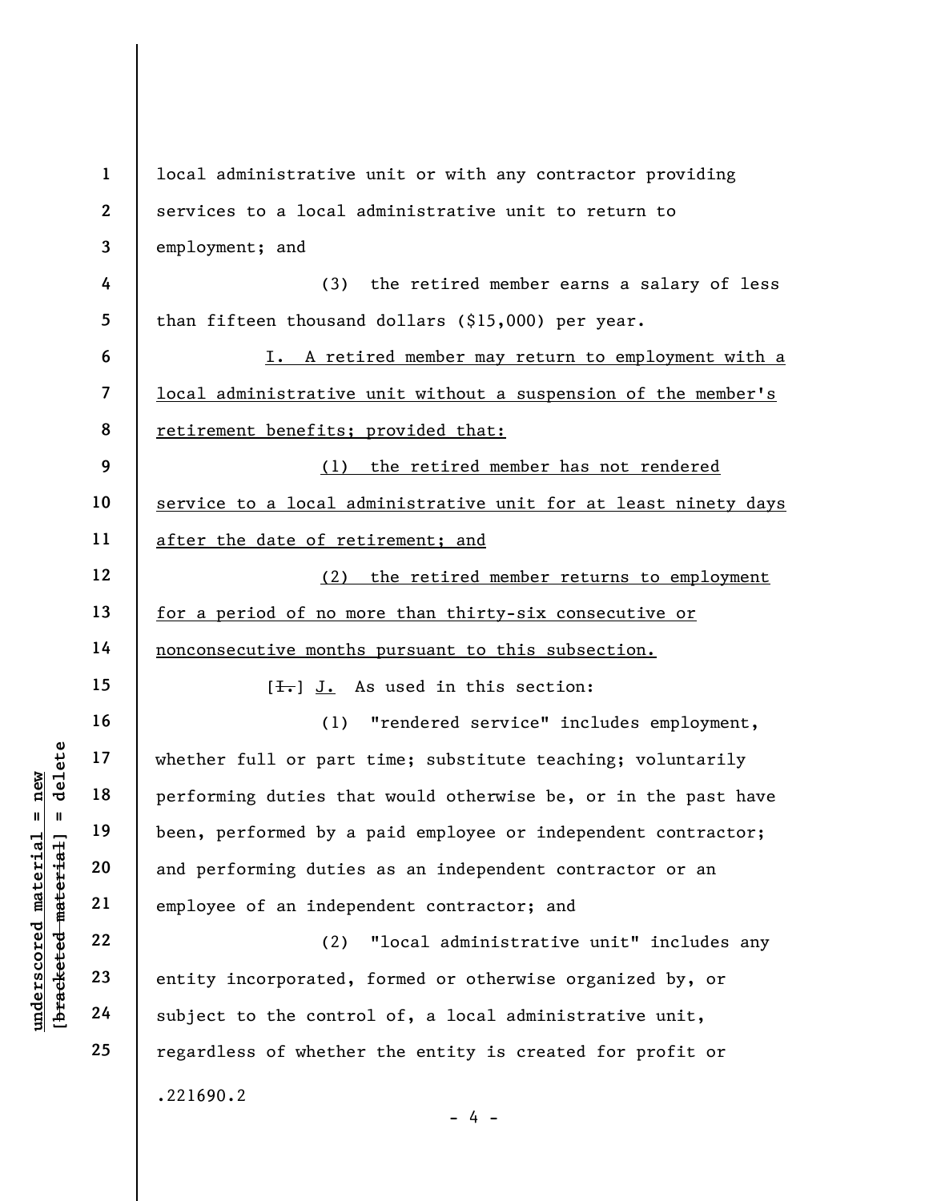local administrative unit or with any contractor providing services to a local administrative unit to return to employment; and

(3) the retired member earns a salary of less than fifteen thousand dollars ($15,000) per year.

<u>I. A retired member may return to employment with a local administrative unit without a suspension of the member's retirement benefits; provided that:</u>

<u>(1) the retired member has not rendered service to a local administrative unit for at least ninety days after the date of retirement; and</u>

<u>(2) the retired member returns to employment for a period of no more than thirty-six consecutive or nonconsecutive months pursuant to this subsection.</u>

[~~I.~~] <u>J.</u> As used in this section:

(1) "rendered service" includes employment, whether full or part time; substitute teaching; voluntarily performing duties that would otherwise be, or in the past have been, performed by a paid employee or independent contractor; and performing duties as an independent contractor or an employee of an independent contractor; and

(2) "local administrative unit" includes any entity incorporated, formed or otherwise organized by, or subject to the control of, a local administrative unit, regardless of whether the entity is created for profit or

.221690.2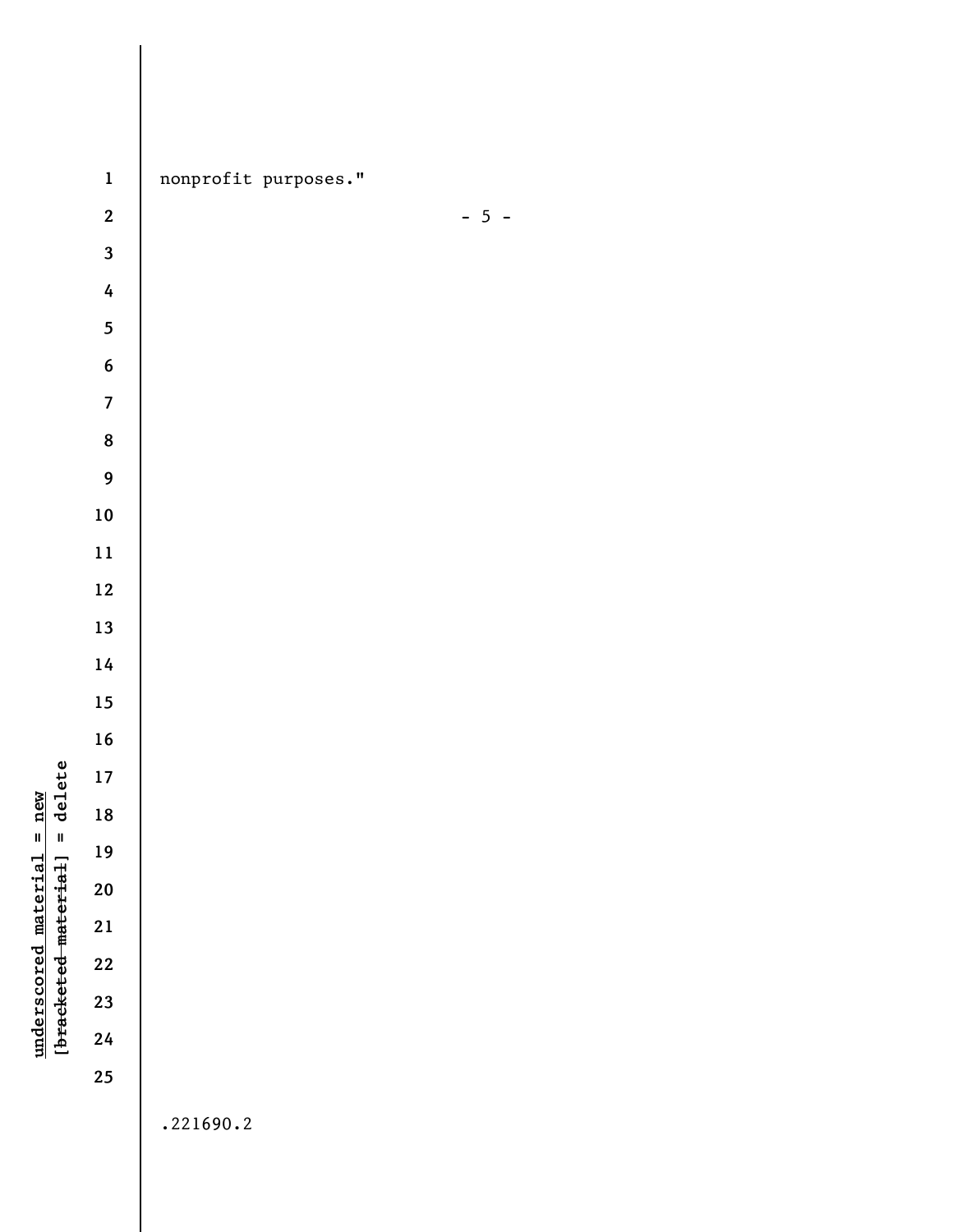nonprofit purposes."